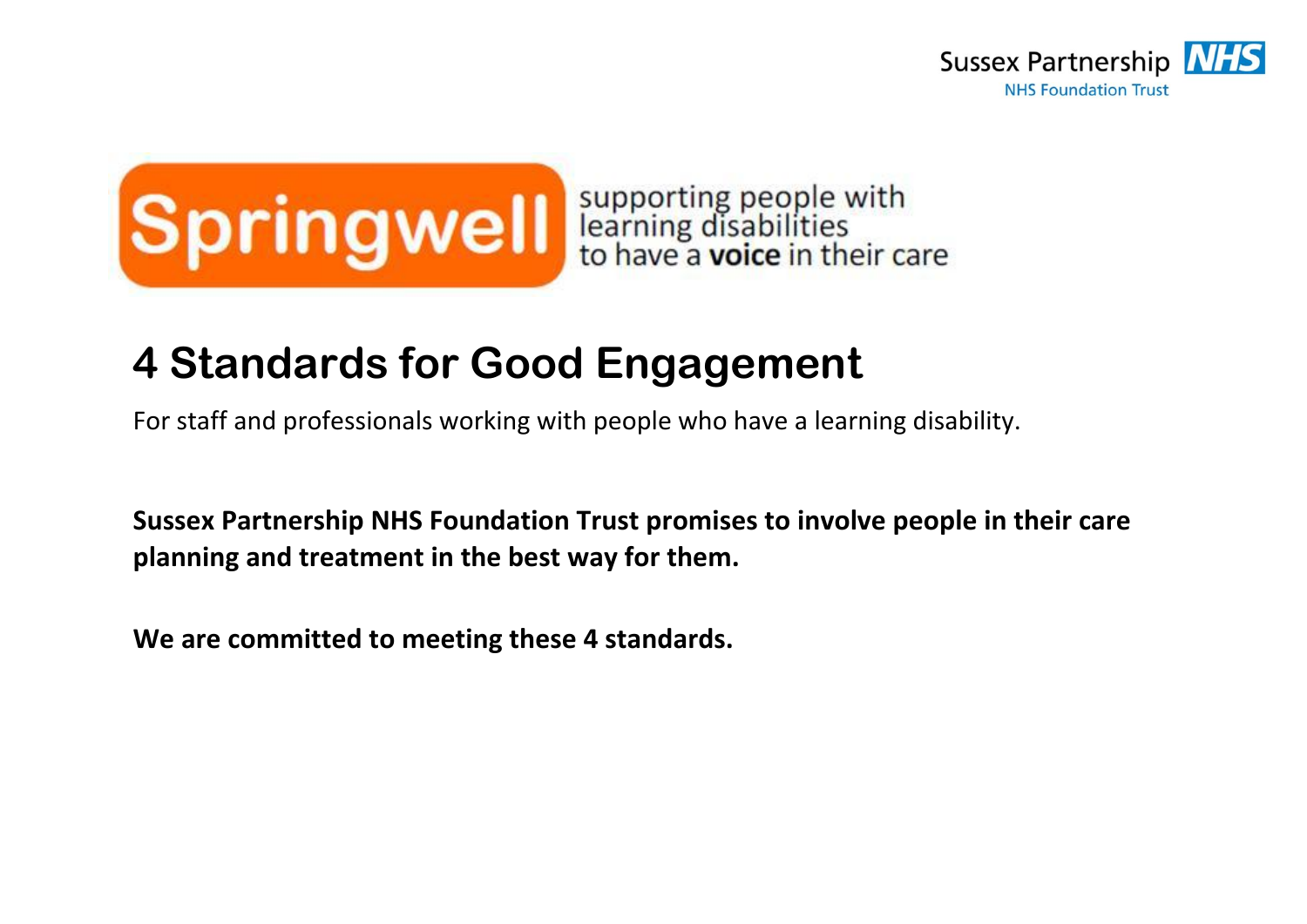Sussex Partnership NHS Foundation Trust

Springwell supporting people with learning disabilities to have a **voice** in their care

# 4 Standards for Good Engagement

For staff and professionals working with people who have a learning disability.

**Sussex Partnership NHS Foundation Trust promises to involve people in their care planning and treatment in the best way for them.**

**We are committed to meeting these 4 standards.**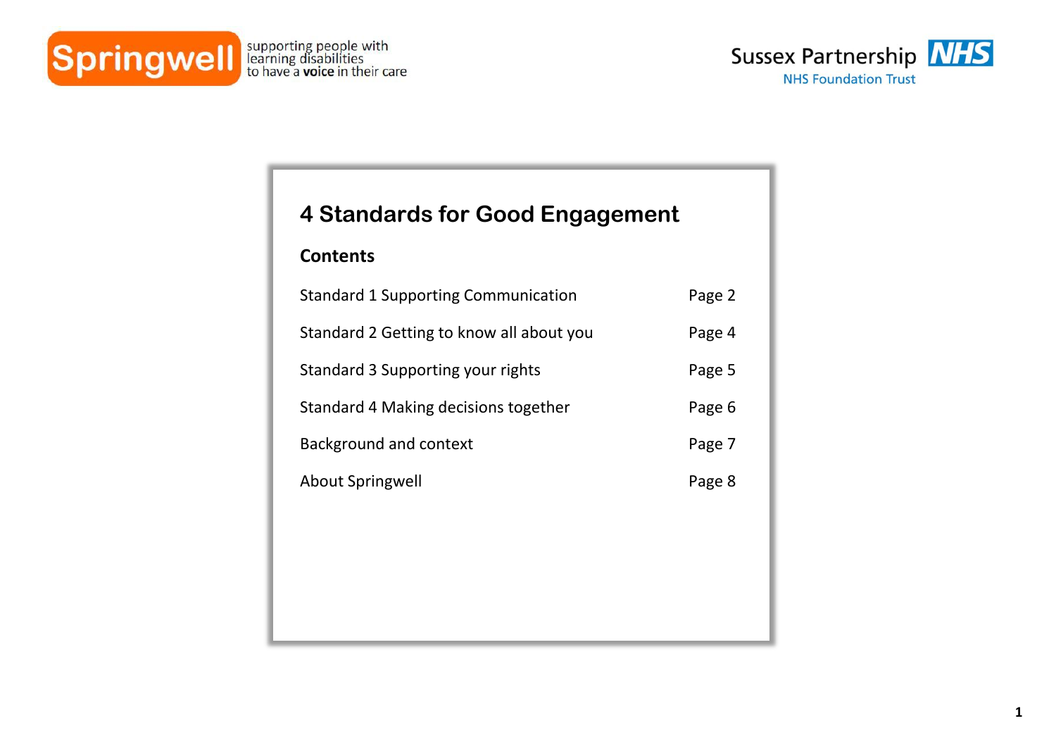Springwell supporting people with learning disabilities to have a **voice** in their care

Sussex Partnership NHS Foundation Trust

# 4 Standards for Good Engagement

## Contents

| | |
|---|---|
| Standard 1 Supporting Communication | Page 2 |
| Standard 2 Getting to know all about you | Page 4 |
| Standard 3 Supporting your rights | Page 5 |
| Standard 4 Making decisions together | Page 6 |
| Background and context | Page 7 |
| About Springwell | Page 8 |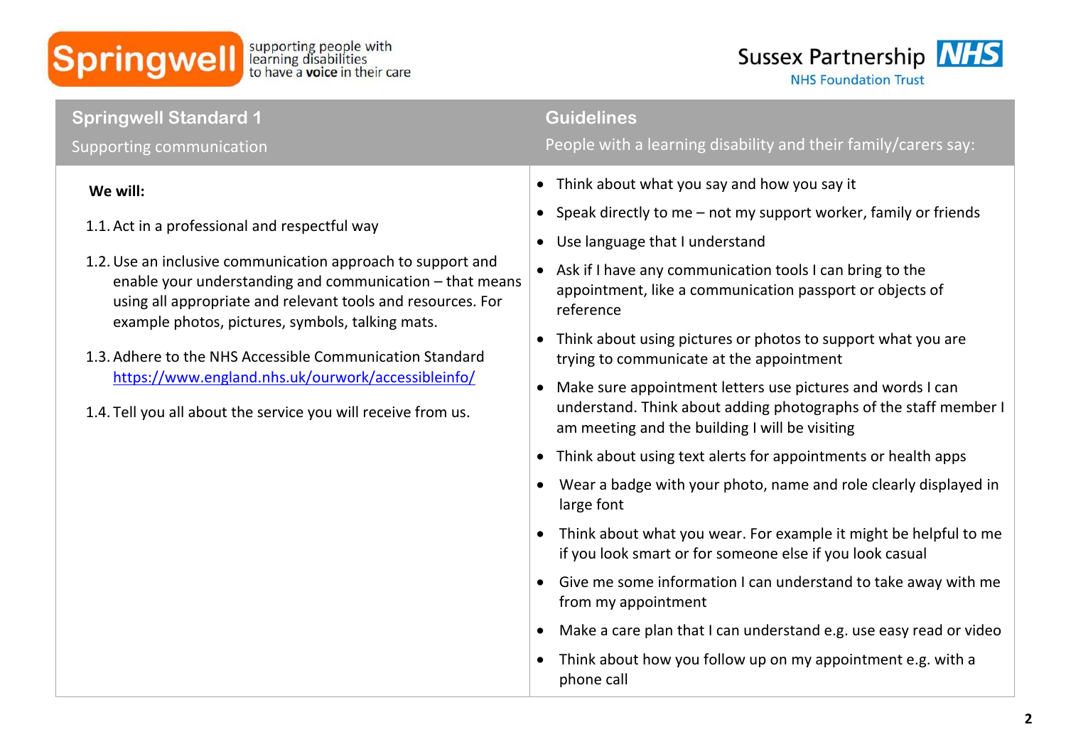| Springwell Standard 1<br>Supporting communication | Guidelines<br>People with a learning disability and their family/carers say: |
|---|---|
| **We will:**<br><br>1.1. Act in a professional and respectful way<br><br>1.2. Use an inclusive communication approach to support and enable your understanding and communication – that means using all appropriate and relevant tools and resources. For example photos, pictures, symbols, talking mats.<br><br>1.3. Adhere to the NHS Accessible Communication Standard [https://www.england.nhs.uk/ourwork/accessibleinfo/](https://www.england.nhs.uk/ourwork/accessibleinfo/)<br><br>1.4. Tell you all about the service you will receive from us. | • Think about what you say and how you say it<br>• Speak directly to me – not my support worker, family or friends<br>• Use language that I understand<br>• Ask if I have any communication tools I can bring to the appointment, like a communication passport or objects of reference<br>• Think about using pictures or photos to support what you are trying to communicate at the appointment<br>• Make sure appointment letters use pictures and words I can understand. Think about adding photographs of the staff member I am meeting and the building I will be visiting<br>• Think about using text alerts for appointments or health apps<br>• Wear a badge with your photo, name and role clearly displayed in large font<br>• Think about what you wear. For example it might be helpful to me if you look smart or for someone else if you look casual<br>• Give me some information I can understand to take away with me from my appointment<br>• Make a care plan that I can understand e.g. use easy read or video<br>• Think about how you follow up on my appointment e.g. with a phone call |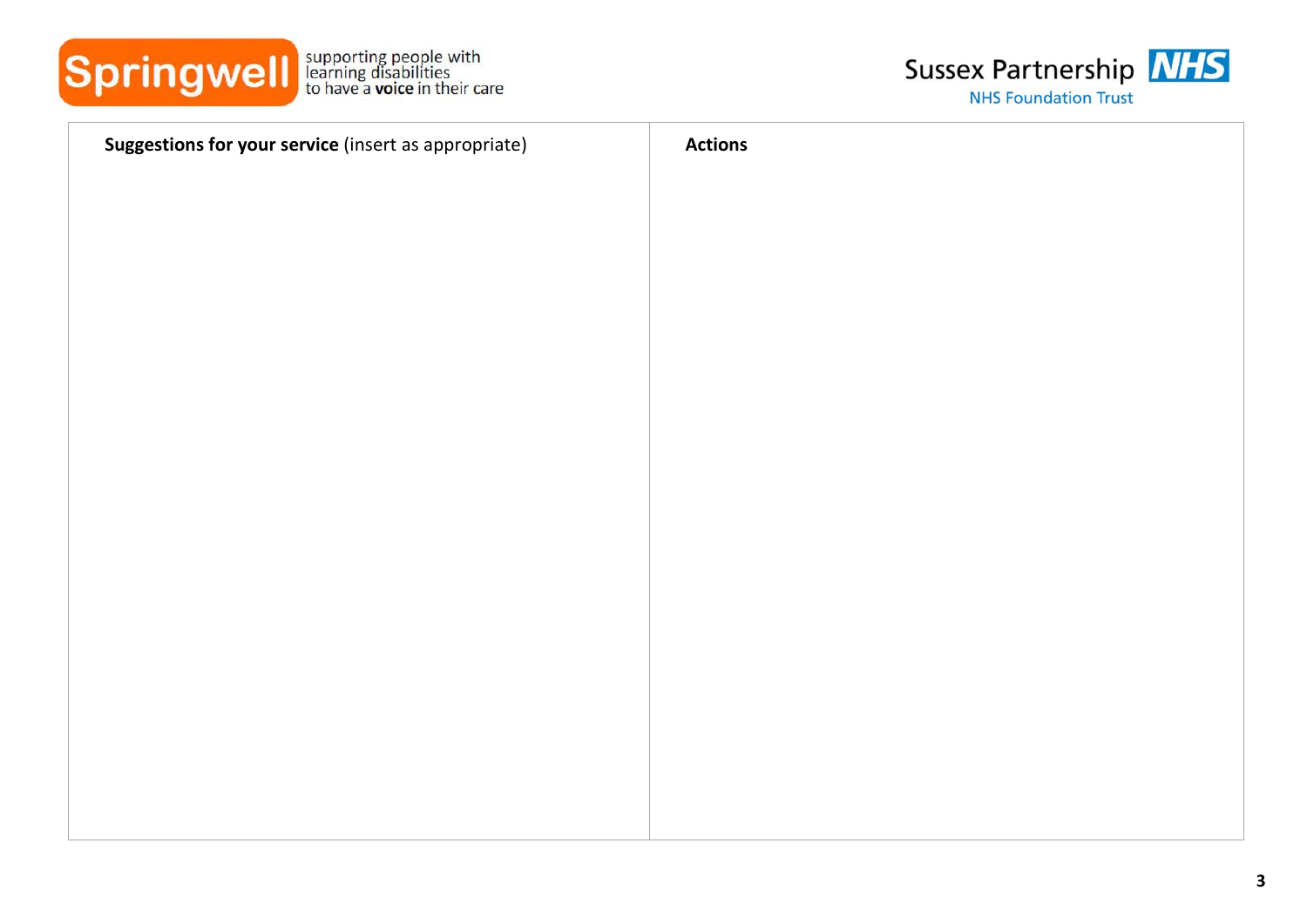| **Suggestions for your service** (insert as appropriate) | **Actions** |
| --- | --- |
| | |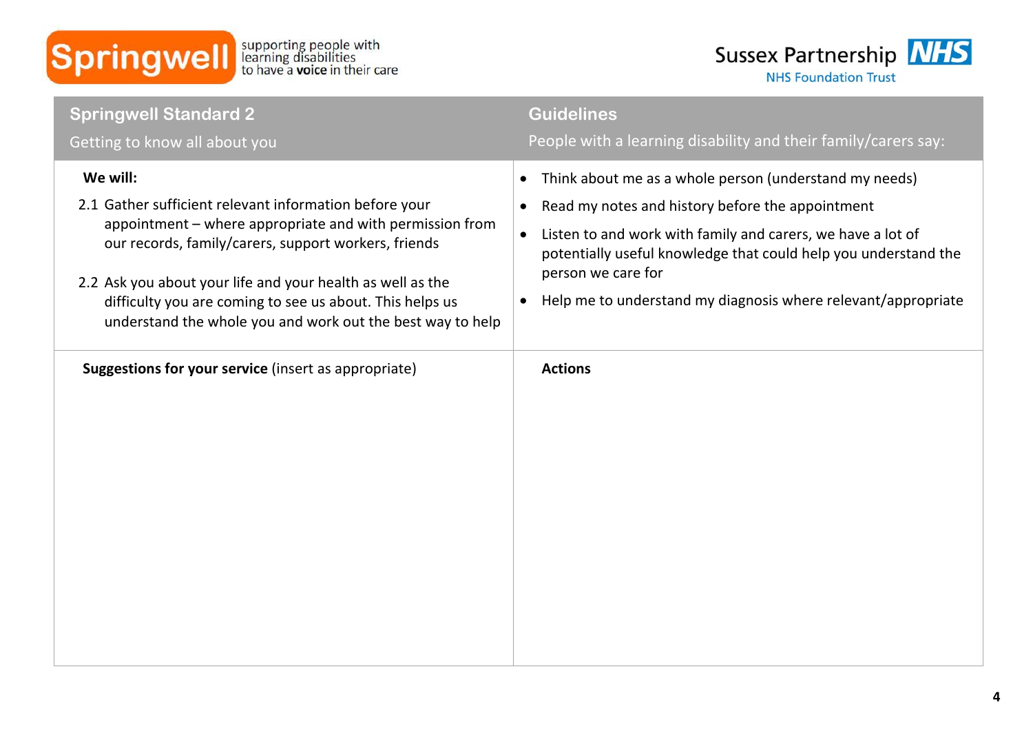| **Springwell Standard 2**<br>Getting to know all about you | **Guidelines**<br>People with a learning disability and their family/carers say: |
| --- | --- |
| **We will:**<br>2.1 Gather sufficient relevant information before your appointment – where appropriate and with permission from our records, family/carers, support workers, friends<br>2.2 Ask you about your life and your health as well as the difficulty you are coming to see us about. This helps us understand the whole you and work out the best way to help | • Think about me as a whole person (understand my needs)<br>• Read my notes and history before the appointment<br>• Listen to and work with family and carers, we have a lot of potentially useful knowledge that could help you understand the person we care for<br>• Help me to understand my diagnosis where relevant/appropriate |
| **Suggestions for your service** (insert as appropriate) | **Actions** |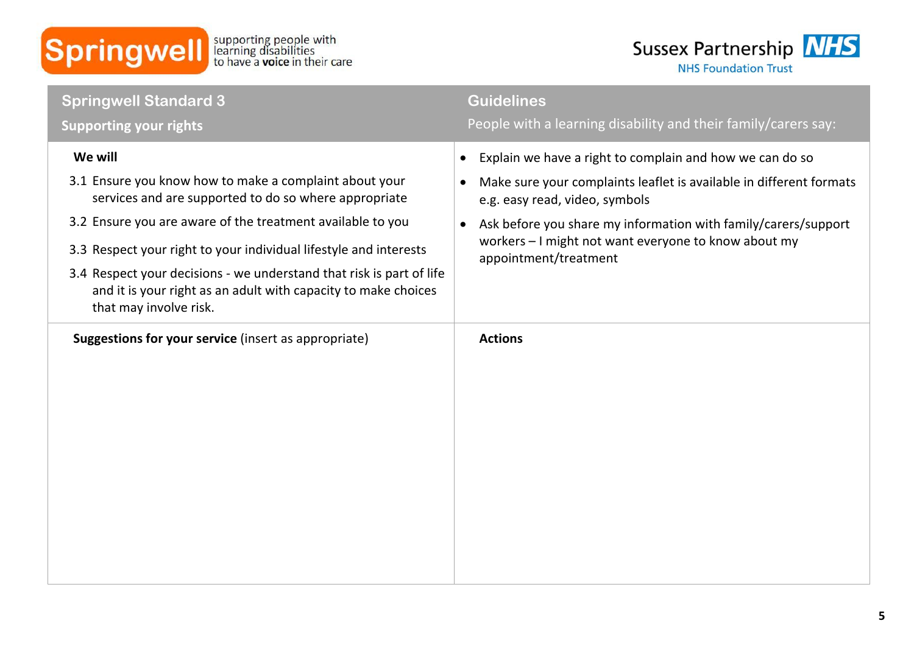Springwell — supporting people with learning disabilities to have a **voice** in their care

Sussex Partnership NHS Foundation Trust

| **Springwell Standard 3**<br>**Supporting your rights** | **Guidelines**<br>People with a learning disability and their family/carers say: |
|---|---|
| **We will**<br>3.1 Ensure you know how to make a complaint about your services and are supported to do so where appropriate<br>3.2 Ensure you are aware of the treatment available to you<br>3.3 Respect your right to your individual lifestyle and interests<br>3.4 Respect your decisions - we understand that risk is part of life and it is your right as an adult with capacity to make choices that may involve risk. | • Explain we have a right to complain and how we can do so<br>• Make sure your complaints leaflet is available in different formats e.g. easy read, video, symbols<br>• Ask before you share my information with family/carers/support workers – I might not want everyone to know about my appointment/treatment |
| **Suggestions for your service** (insert as appropriate) | **Actions** |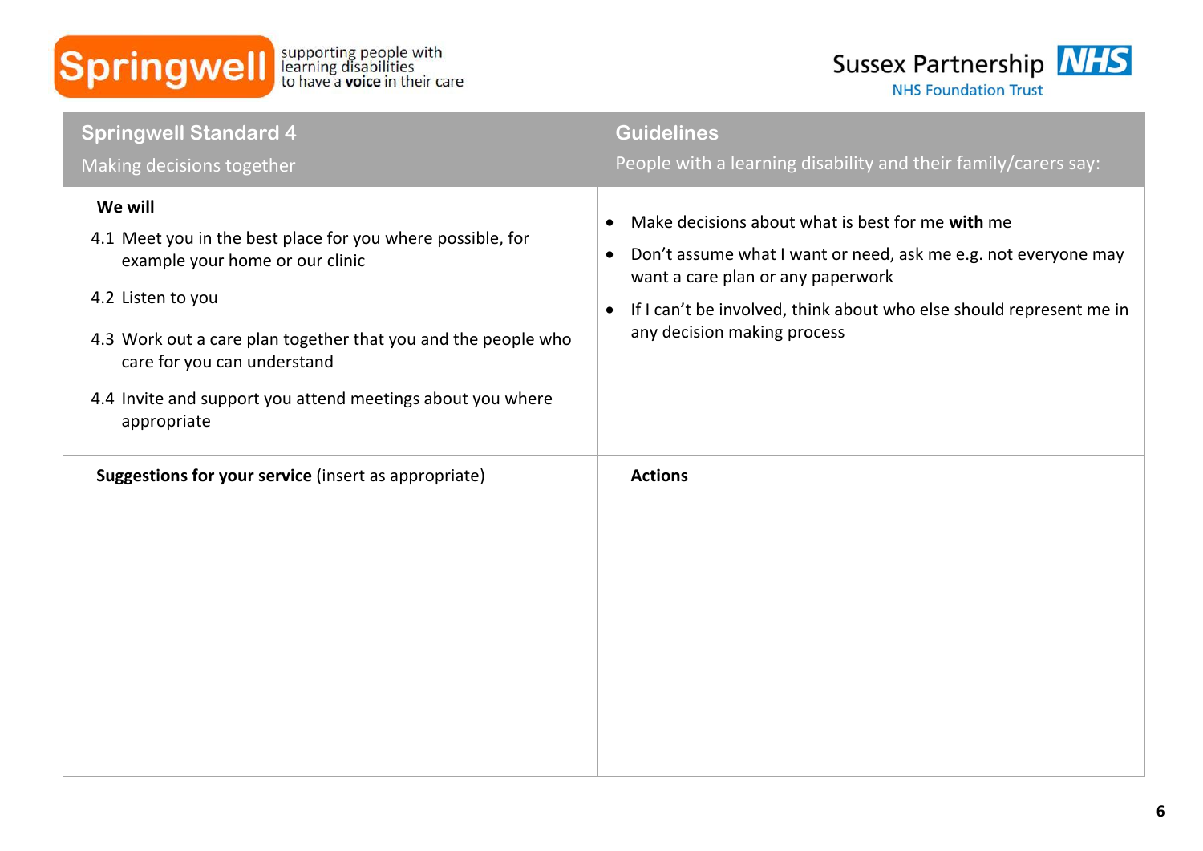Springwell — supporting people with learning disabilities to have a **voice** in their care

Sussex Partnership NHS Foundation Trust

| **Springwell Standard 4**<br>Making decisions together | **Guidelines**<br>People with a learning disability and their family/carers say: |
| --- | --- |
| **We will**<br>4.1 Meet you in the best place for you where possible, for example your home or our clinic<br>4.2 Listen to you<br>4.3 Work out a care plan together that you and the people who care for you can understand<br>4.4 Invite and support you attend meetings about you where appropriate | • Make decisions about what is best for me **with** me<br>• Don't assume what I want or need, ask me e.g. not everyone may want a care plan or any paperwork<br>• If I can't be involved, think about who else should represent me in any decision making process |
| **Suggestions for your service** (insert as appropriate) | **Actions** |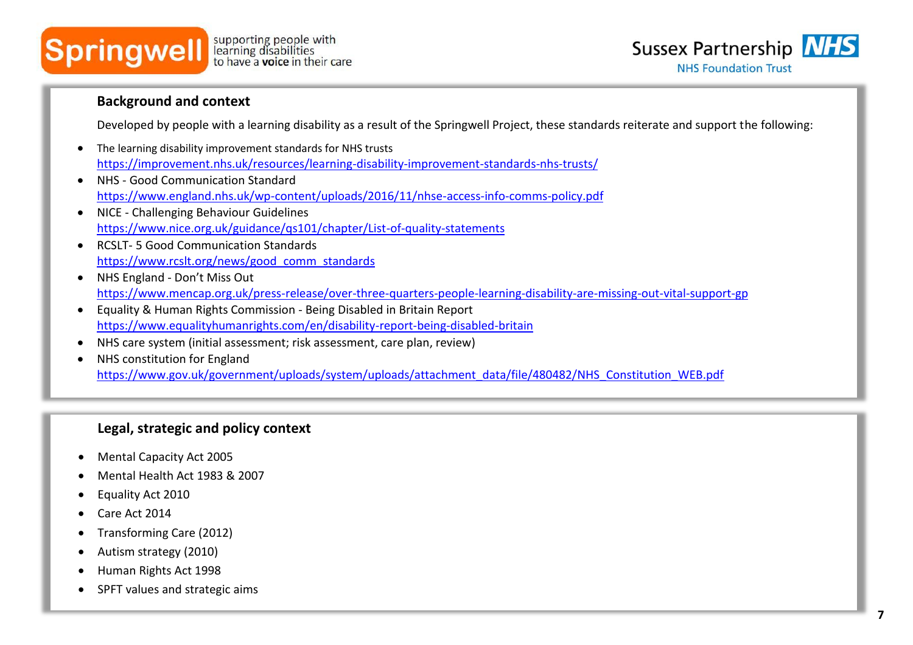## Background and context

Developed by people with a learning disability as a result of the Springwell Project, these standards reiterate and support the following:

- The learning disability improvement standards for NHS trusts
  https://improvement.nhs.uk/resources/learning-disability-improvement-standards-nhs-trusts/
- NHS - Good Communication Standard
  https://www.england.nhs.uk/wp-content/uploads/2016/11/nhse-access-info-comms-policy.pdf
- NICE - Challenging Behaviour Guidelines
  https://www.nice.org.uk/guidance/qs101/chapter/List-of-quality-statements
- RCSLT- 5 Good Communication Standards
  https://www.rcslt.org/news/good_comm_standards
- NHS England - Don't Miss Out
  https://www.mencap.org.uk/press-release/over-three-quarters-people-learning-disability-are-missing-out-vital-support-gp
- Equality & Human Rights Commission - Being Disabled in Britain Report
  https://www.equalityhumanrights.com/en/disability-report-being-disabled-britain
- NHS care system (initial assessment; risk assessment, care plan, review)
- NHS constitution for England
  https://www.gov.uk/government/uploads/system/uploads/attachment_data/file/480482/NHS_Constitution_WEB.pdf

## Legal, strategic and policy context

- Mental Capacity Act 2005
- Mental Health Act 1983 & 2007
- Equality Act 2010
- Care Act 2014
- Transforming Care (2012)
- Autism strategy (2010)
- Human Rights Act 1998
- SPFT values and strategic aims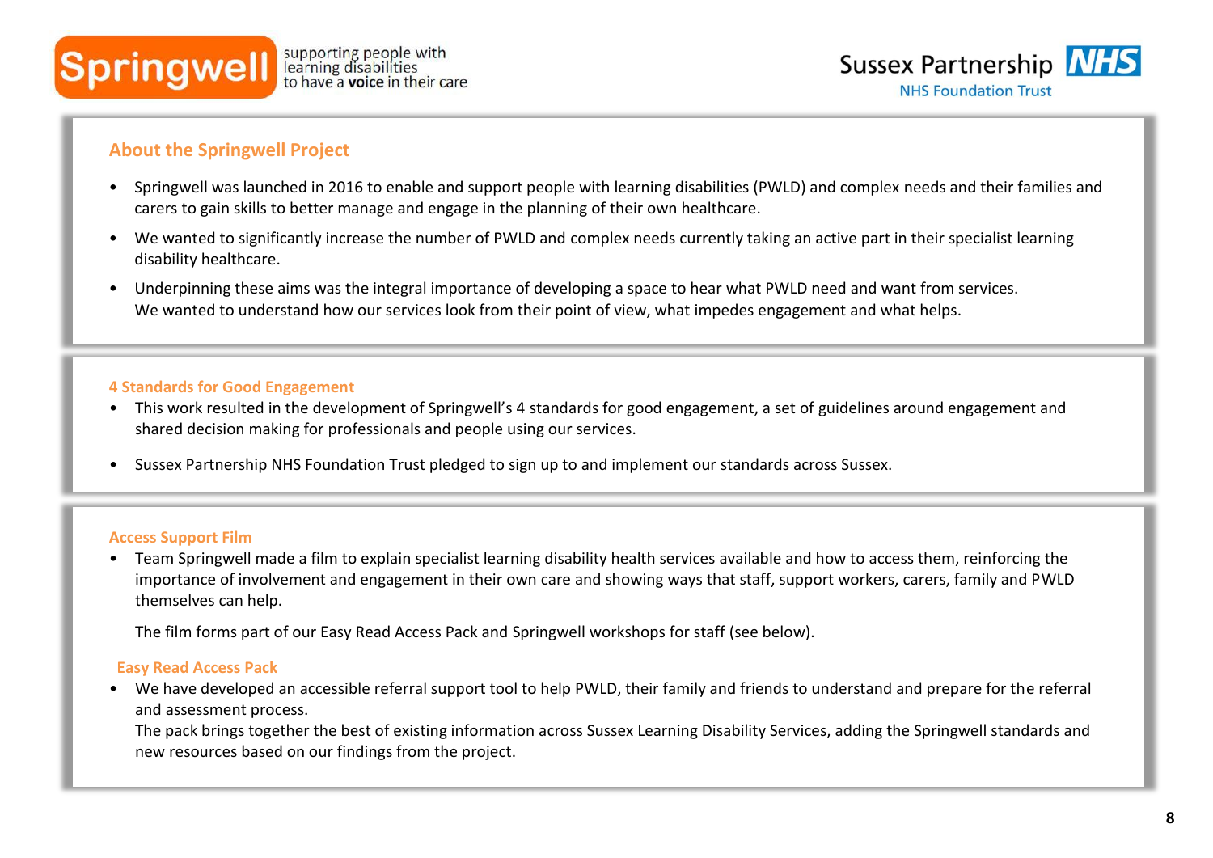Springwell supporting people with learning disabilities to have a **voice** in their care

Sussex Partnership NHS
NHS Foundation Trust

## About the Springwell Project

- Springwell was launched in 2016 to enable and support people with learning disabilities (PWLD) and complex needs and their families and carers to gain skills to better manage and engage in the planning of their own healthcare.
- We wanted to significantly increase the number of PWLD and complex needs currently taking an active part in their specialist learning disability healthcare.
- Underpinning these aims was the integral importance of developing a space to hear what PWLD need and want from services. We wanted to understand how our services look from their point of view, what impedes engagement and what helps.

### 4 Standards for Good Engagement

- This work resulted in the development of Springwell's 4 standards for good engagement, a set of guidelines around engagement and shared decision making for professionals and people using our services.
- Sussex Partnership NHS Foundation Trust pledged to sign up to and implement our standards across Sussex.

### Access Support Film

- Team Springwell made a film to explain specialist learning disability health services available and how to access them, reinforcing the importance of involvement and engagement in their own care and showing ways that staff, support workers, carers, family and PWLD themselves can help.

  The film forms part of our Easy Read Access Pack and Springwell workshops for staff (see below).

### Easy Read Access Pack

- We have developed an accessible referral support tool to help PWLD, their family and friends to understand and prepare for the referral and assessment process.
  The pack brings together the best of existing information across Sussex Learning Disability Services, adding the Springwell standards and new resources based on our findings from the project.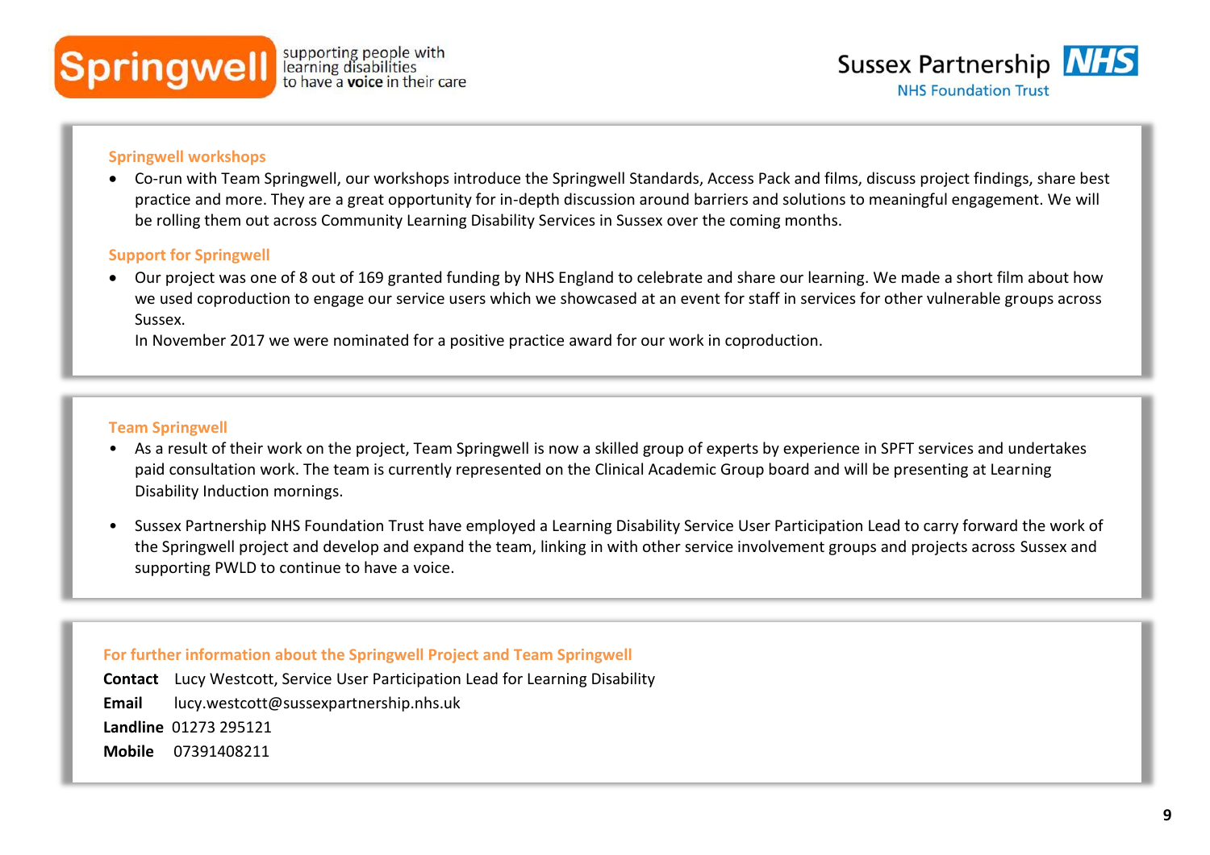### Springwell workshops

- Co-run with Team Springwell, our workshops introduce the Springwell Standards, Access Pack and films, discuss project findings, share best practice and more. They are a great opportunity for in-depth discussion around barriers and solutions to meaningful engagement. We will be rolling them out across Community Learning Disability Services in Sussex over the coming months.

### Support for Springwell

- Our project was one of 8 out of 169 granted funding by NHS England to celebrate and share our learning. We made a short film about how we used coproduction to engage our service users which we showcased at an event for staff in services for other vulnerable groups across Sussex.
  In November 2017 we were nominated for a positive practice award for our work in coproduction.

### Team Springwell

- As a result of their work on the project, Team Springwell is now a skilled group of experts by experience in SPFT services and undertakes paid consultation work. The team is currently represented on the Clinical Academic Group board and will be presenting at Learning Disability Induction mornings.

- Sussex Partnership NHS Foundation Trust have employed a Learning Disability Service User Participation Lead to carry forward the work of the Springwell project and develop and expand the team, linking in with other service involvement groups and projects across Sussex and supporting PWLD to continue to have a voice.

### For further information about the Springwell Project and Team Springwell

**Contact** Lucy Westcott, Service User Participation Lead for Learning Disability

**Email** lucy.westcott@sussexpartnership.nhs.uk

**Landline** 01273 295121

**Mobile** 07391408211